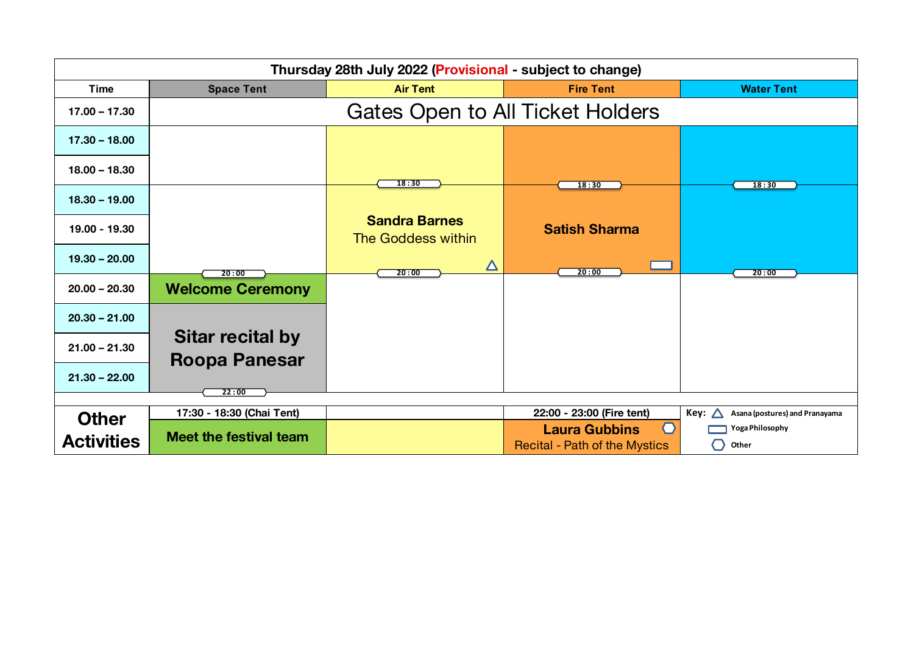## Thursday 28th July 2022 (Provisional - subject to change)

| Time | Space Tent | Air Tent | Fire Tent | Water Tent |
|---|---|---|---|---|
| 17.00 – 17.30 | Gates Open to All Ticket Holders | | | |
| 17.30 – 18.00 | | | | |
| 18.00 – 18.30 | | | | |
| 18.30 – 19.00 | | 18:30 **Sandra Barnes** The Goddess within (Asana (postures) and Pranayama) 20:00 | 18:30 **Satish Sharma** (Yoga Philosophy) 20:00 | 18:30 – 20:00 |
| 19.00 - 19.30 | | | | |
| 19.30 – 20.00 | | | | |
| 20.00 – 20.30 | 20:00 **Welcome Ceremony** | | | |
| 20.30 – 21.00 | **Sitar recital by Roopa Panesar** 22:00 | | | |
| 21.00 – 21.30 | | | | |
| 21.30 – 22.00 | | | | |

| Other Activities | 17:30 - 18:30 (Chai Tent) | | 22:00 - 23:00 (Fire tent) | Key |
|---|---|---|---|---|
| | **Meet the festival team** | | **Laura Gubbins** Recital - Path of the Mystics (Other) | △ Asana (postures) and Pranayama; ▭ Yoga Philosophy; ⬡ Other |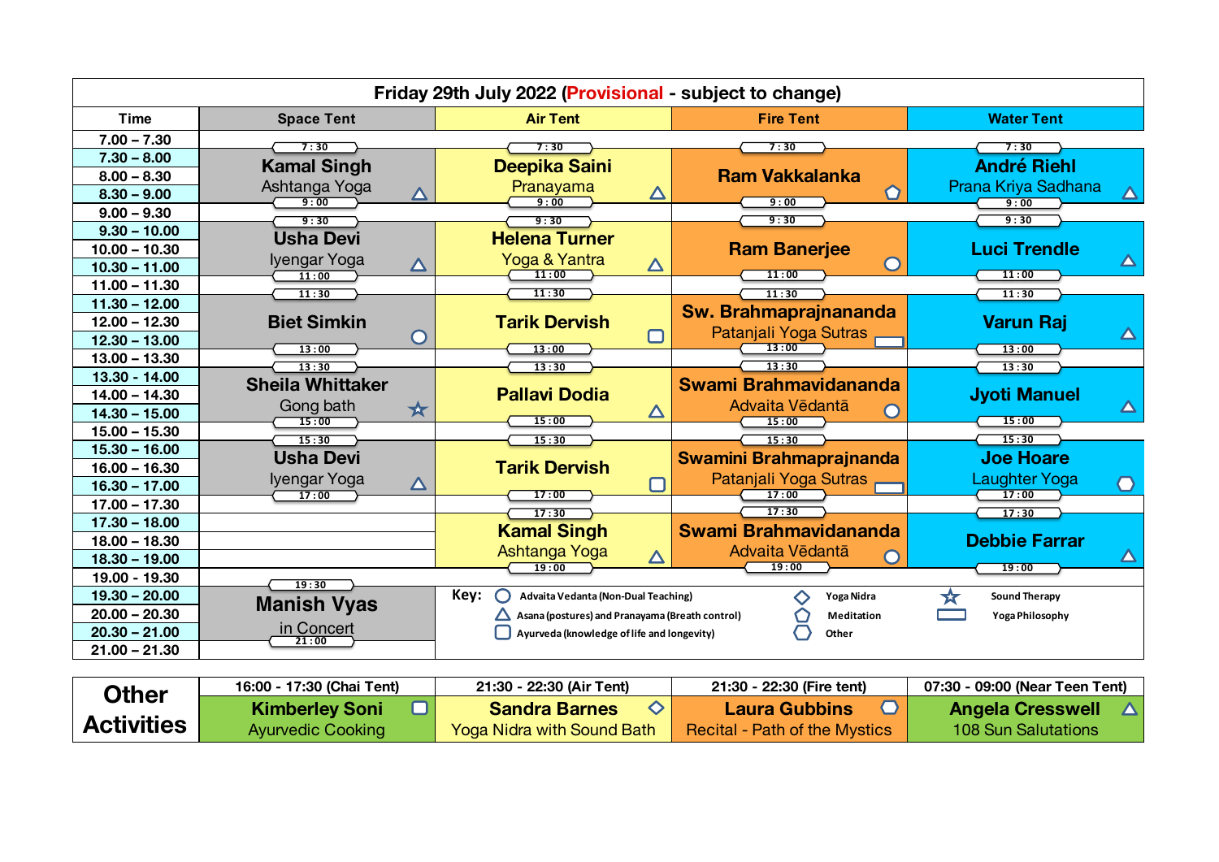## Friday 29th July 2022 (Provisional - subject to change)

| Time | Space Tent | Air Tent | Fire Tent | Water Tent |
|---|---|---|---|---|
| 7.00 – 7.30 | | | | |
| 7.30 – 9.00 | 7:30 Kamal Singh – Ashtanga Yoga △ 9:00 | 7:30 Deepika Saini – Pranayama △ 9:00 | 7:30 Ram Vakkalanka ⬠ 9:00 | 7:30 André Riehl – Prana Kriya Sadhana △ 9:00 |
| 9.00 – 9.30 | | | | |
| 9.30 – 11.00 | 9:30 Usha Devi – Iyengar Yoga △ 11:00 | 9:30 Helena Turner – Yoga & Yantra △ 11:00 | 9:30 Ram Banerjee ○ 11:00 | 9:30 Luci Trendle △ 11:00 |
| 11.00 – 11.30 | | | | |
| 11.30 – 13.00 | 11:30 Biet Simkin ○ 13:00 | 11:30 Tarik Dervish ▢ 13:00 | 11:30 Sw. Brahmaprajnananda – Patanjali Yoga Sutras ▭ 13:00 | 11:30 Varun Raj △ 13:00 |
| 13.00 – 13.30 | | | | |
| 13.30 – 15.00 | 13:30 Sheila Whittaker – Gong bath ☆ 15:00 | 13:30 Pallavi Dodia △ 15:00 | 13:30 Swami Brahmavidananda – Advaita Vēdantā ○ 15:00 | 13:30 Jyoti Manuel △ 15:00 |
| 15.00 – 15.30 | | | | |
| 15.30 – 17.00 | 15:30 Usha Devi – Iyengar Yoga △ 17:00 | 15:30 Tarik Dervish ▢ 17:00 | 15:30 Swamini Brahmaprajnananda – Patanjali Yoga Sutras ▭ 17:00 | 15:30 Joe Hoare – Laughter Yoga ⬡ 17:00 |
| 17.00 – 17.30 | | | | |
| 17.30 – 19.00 | | 17:30 Kamal Singh – Ashtanga Yoga △ 19:00 | 17:30 Swami Brahmavidananda – Advaita Vēdantā ○ 19:00 | 17:30 Debbie Farrar △ 19:00 |
| 19.00 – 19.30 | | | | |
| 19.30 – 21.00 | 19:30 Manish Vyas in Concert 21:00 | | | |
| 21.00 – 21.30 | | | | |

**Key:**
- ○ Advaita Vedanta (Non-Dual Teaching)
- △ Asana (postures) and Pranayama (Breath control)
- ▢ Ayurveda (knowledge of life and longevity)
- ◇ Yoga Nidra
- ⬠ Meditation
- ⬡ Other
- ☆ Sound Therapy
- ▭ Yoga Philosophy

### Other Activities

| 16:00 - 17:30 (Chai Tent) | 21:30 - 22:30 (Air Tent) | 21:30 - 22:30 (Fire tent) | 07:30 - 09:00 (Near Teen Tent) |
|---|---|---|---|
| Kimberley Soni ▢ – Ayurvedic Cooking | Sandra Barnes ◇ – Yoga Nidra with Sound Bath | Laura Gubbins ⬡ – Recital - Path of the Mystics | Angela Cresswell △ – 108 Sun Salutations |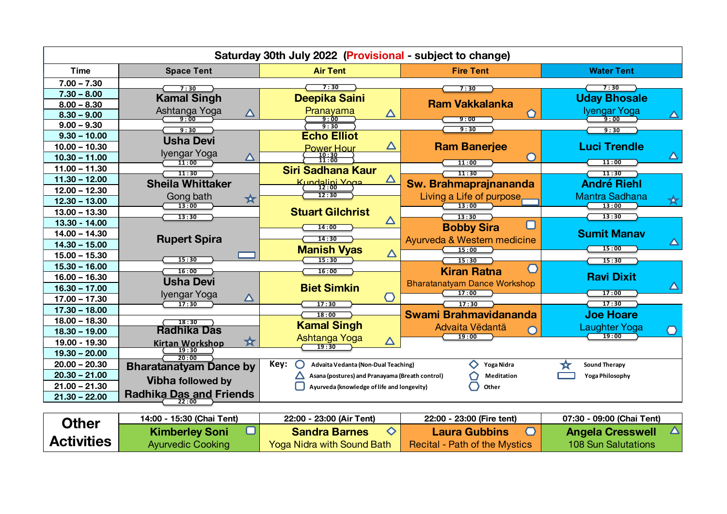# Saturday 30th July 2022 (Provisional - subject to change)

| Time | Space Tent | Air Tent | Fire Tent | Water Tent |
|---|---|---|---|---|
| 7.00 – 7.30 | | | | |
| 7.30 – 8.00 | 7:30 **Kamal Singh** Ashtanga Yoga △ 9:00 | 7:30 **Deepika Saini** Pranayama △ 9:00 | 7:30 **Ram Vakkalanka** ⬠ 9:00 | 7:30 **Uday Bhosale** Iyengar Yoga △ 9:00 |
| 8.00 – 8.30 | | | | |
| 8.30 – 9.00 | | | | |
| 9.00 – 9.30 | | | | |
| 9.30 – 10.00 | 9:30 **Usha Devi** Iyengar Yoga △ 11:00 | 9:30 **Echo Elliot** Power Hour △ 10:30 | 9:30 **Ram Banerjee** ○ 11:00 | 9:30 **Luci Trendle** △ 11:00 |
| 10.00 – 10.30 | | | | |
| 10.30 – 11.00 | | 11:00 **Siri Sadhana Kaur** Kundalini Yoga △ 12:00 | | |
| 11.00 – 11.30 | | | | |
| 11.30 – 12.00 | 11:30 **Sheila Whittaker** Gong bath ☆ 13:00 | | 11:30 **Sw. Brahmaprajnananda** Living a Life of purpose ▭ 13:00 | 11:30 **André Riehl** Mantra Sadhana ☆ 13:00 |
| 12.00 – 12.30 | | | | |
| 12.30 – 13.00 | | 12:30 **Stuart Gilchrist** △ 14:00 | | |
| 13.00 – 13.30 | | | | |
| 13.30 – 14.00 | 13:30 **Rupert Spira** ▭ 15:30 | | 13:30 **Bobby Sira** Ayurveda & Western medicine ▢ 15:00 | 13:30 **Sumit Manav** △ 15:00 |
| 14.00 – 14.30 | | | | |
| 14.30 – 15.00 | | 14:30 **Manish Vyas** △ 15:30 | | |
| 15.00 – 15.30 | | | | |
| 15.30 – 16.00 | | | 15:30 **Kiran Ratna** Bharatanatyam Dance Workshop ⬡ 17:00 | 15:30 **Ravi Dixit** △ 17:00 |
| 16.00 – 16.30 | 16:00 **Usha Devi** Iyengar Yoga △ 17:30 | 16:00 **Biet Simkin** ⬡ 17:30 | | |
| 16.30 – 17.00 | | | | |
| 17.00 – 17.30 | | | | |
| 17.30 – 18.00 | | | 17:30 **Swami Brahmavidananda** Advaita Vēdāntā ○ 19:00 | 17:30 **Joe Hoare** Laughter Yoga ⬡ 19:00 |
| 18.00 – 18.30 | | 18:00 **Kamal Singh** Ashtanga Yoga △ 19:30 | | |
| 18.30 – 19.00 | 18:30 **Radhika Das** Kirtan Workshop ☆ 19:30 | | | |
| 19.00 – 19.30 | | | | |
| 19.30 – 20.00 | | | | |
| 20.00 – 20.30 | 20:00 **Bharatanatyam Dance by Vibha followed by Radhika Das and Friends** 22:00 | | | |
| 20.30 – 21.00 | | | | |
| 21.00 – 21.30 | | | | |
| 21.30 – 22.00 | | | | |

**Key:**
- ○ Advaita Vedanta (Non-Dual Teaching)
- △ Asana (postures) and Pranayama (Breath control)
- ▢ Ayurveda (knowledge of life and longevity)
- ◇ Yoga Nidra
- ⬠ Meditation
- ⬡ Other
- ☆ Sound Therapy
- ▭ Yoga Philosophy

| Other Activities | 14:00 - 15:30 (Chai Tent) | 22:00 - 23:00 (Air Tent) | 22:00 - 23:00 (Fire tent) | 07:30 - 09:00 (Chai Tent) |
|---|---|---|---|---|
| | **Kimberley Soni** ▢ Ayurvedic Cooking | **Sandra Barnes** ◇ Yoga Nidra with Sound Bath | **Laura Gubbins** ⬡ Recital - Path of the Mystics | **Angela Cresswell** △ 108 Sun Salutations |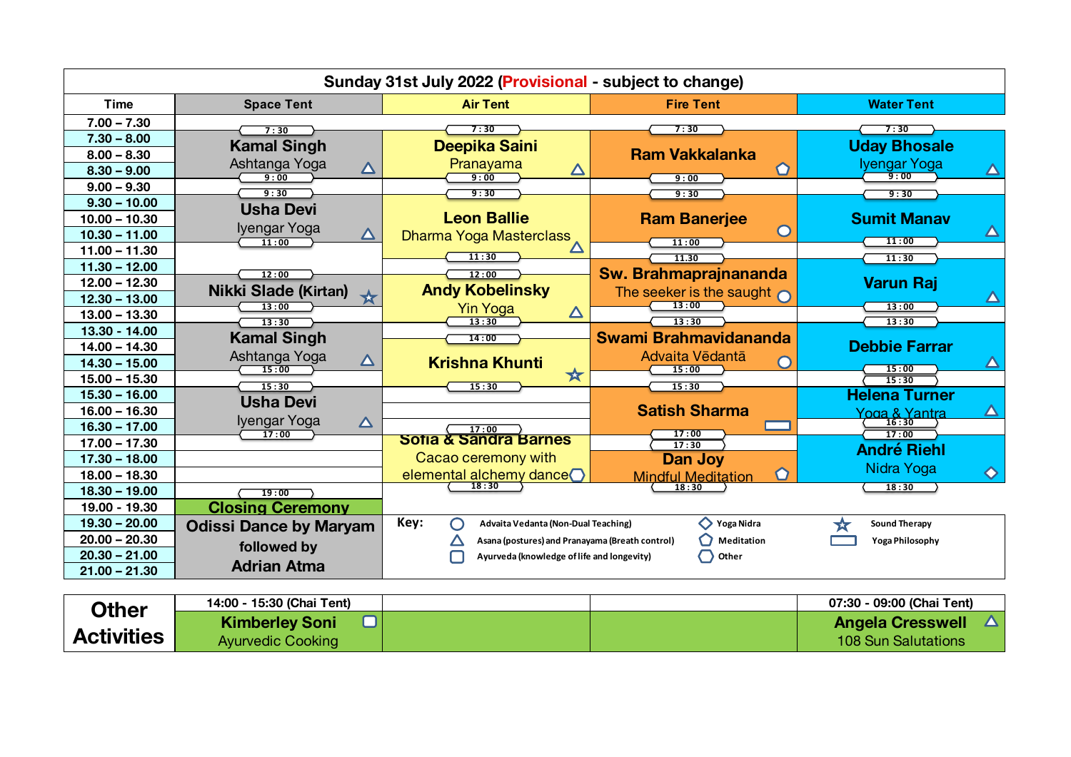# Sunday 31st July 2022 (Provisional - subject to change)

| Time | Space Tent | Air Tent | Fire Tent | Water Tent |
|---|---|---|---|---|
| 7.00 – 7.30 | | | | |
| 7.30 – 8.00 | 7:30 Kamal Singh – Ashtanga Yoga △ | 7:30 Deepika Saini – Pranayama △ | 7:30 Ram Vakkalanka ⬠ | 7:30 Uday Bhosale – Iyengar Yoga △ |
| 8.00 – 8.30 | | | | |
| 8.30 – 9.00 | 9:00 | 9:00 | 9:00 | 9:00 |
| 9.00 – 9.30 | | | | |
| 9.30 – 10.00 | 9:30 Usha Devi – Iyengar Yoga △ | 9:30 Leon Ballie – Dharma Yoga Masterclass △ | 9:30 Ram Banerjee ○ | 9:30 Sumit Manav △ |
| 10.00 – 10.30 | | | | |
| 10.30 – 11.00 | 11:00 | | 11:00 | 11:00 |
| 11.00 – 11.30 | | 11:30 | 11.30 | 11:30 |
| 11.30 – 12.00 | | | Sw. Brahmaprajnananda – The seeker is the saught ○ | Varun Raj △ |
| 12.00 – 12.30 | 12:00 Nikki Slade (Kirtan) ☆ | 12:00 Andy Kobelinsky – Yin Yoga △ | | |
| 12.30 – 13.00 | 13:00 | | 13:00 | 13:00 |
| 13.00 – 13.30 | | 13:30 | | |
| 13.30 – 14.00 | 13:30 Kamal Singh – Ashtanga Yoga △ | | 13:30 Swami Brahmavidananda – Advaita Vēdantā ○ | 13:30 Debbie Farrar △ |
| 14.00 – 14.30 | | 14:00 Krishna Khunti ☆ | | |
| 14.30 – 15.00 | 15:00 | | 15:00 | 15:00 |
| 15.00 – 15.30 | | 15:30 | | 15:30 |
| 15.30 – 16.00 | 15:30 Usha Devi – Iyengar Yoga △ | | 15:30 Satish Sharma ▭ | Helena Turner – Yoga & Yantra △ |
| 16.00 – 16.30 | | | | 16:30 |
| 16.30 – 17.00 | 17:00 | 17:00 Sofia & Sandra Barnes – Cacao ceremony with elemental alchemy dance ⬠ | 17:00 | 17:00 |
| 17.00 – 17.30 | | | 17:30 Dan Joy – Mindful Meditation ⬠ | André Riehl – Nidra Yoga ◇ |
| 17.30 – 18.00 | | | | |
| 18.00 – 18.30 | | 18:30 | 18:30 | 18:30 |
| 18.30 – 19.00 | 19:00 | | | |
| 19.00 – 19.30 | Closing Ceremony | | | |
| 19.30 – 20.00 | Odissi Dance by Maryam followed by Adrian Atma | | | |
| 20.00 – 20.30 | | | | |
| 20.30 – 21.00 | | | | |
| 21.00 – 21.30 | | | | |

**Key:**
- ○ Advaita Vedanta (Non-Dual Teaching)
- △ Asana (postures) and Pranayama (Breath control)
- ▢ Ayurveda (knowledge of life and longevity)
- ◇ Yoga Nidra
- ⬠ Meditation
- ⬡ Other
- ☆ Sound Therapy
- ▭ Yoga Philosophy

| Other Activities | | | | |
|---|---|---|---|---|
| | 14:00 - 15:30 (Chai Tent) Kimberley Soni – Ayurvedic Cooking ▢ | | | 07:30 - 09:00 (Chai Tent) Angela Cresswell – 108 Sun Salutations △ |